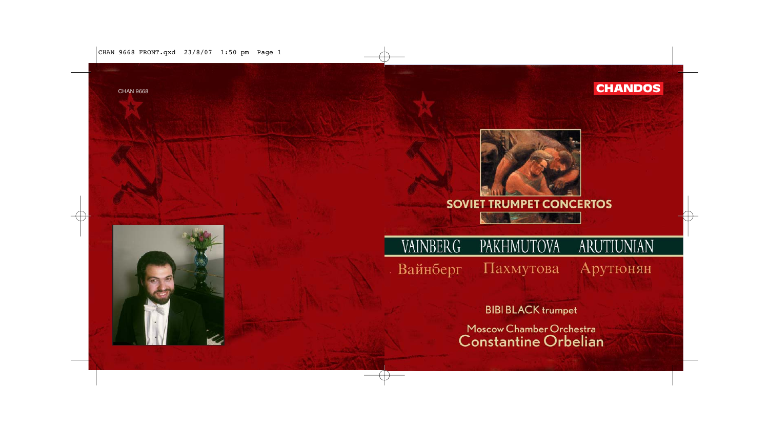CHAN 9668

CHANDOS

# SOVIET TRUMPET CONCERTOS

VAINBERG PAKHMUTOVA ARUTIUNIAN

Вайнберг Пахмутова Арутюнян

BIBI BLACK trumpet

Moscow Chamber Orchestra

Constantine Orbelian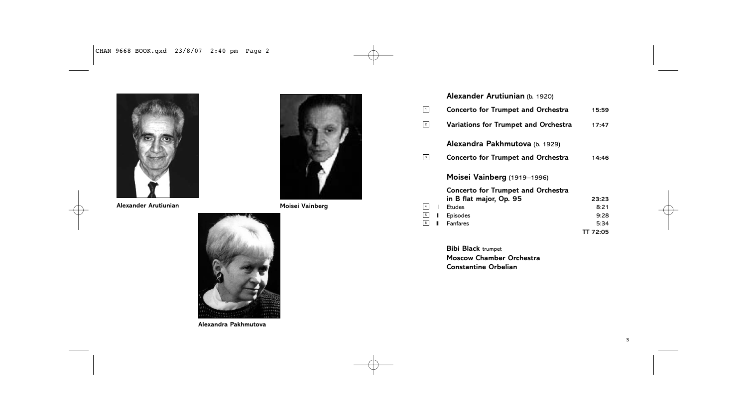Alexander Arutiunian

Moisei Vainberg

Alexandra Pakhmutova

**Alexander Arutiunian** (b. 1920)

| | | | |
|---|---|---|---|
| 1 | | **Concerto for Trumpet and Orchestra** | 15:59 |
| 2 | | **Variations for Trumpet and Orchestra** | 17:47 |

**Alexandra Pakhmutova** (b. 1929)

| | | | |
|---|---|---|---|
| 3 | | **Concerto for Trumpet and Orchestra** | 14:46 |

**Moisei Vainberg** (1919–1996)

| | | | |
|---|---|---|---|
| | | **Concerto for Trumpet and Orchestra in B flat major, Op. 95** | 23:23 |
| 4 | I | Etudes | 8:21 |
| 5 | II | Episodes | 9:28 |
| 6 | III | Fanfares | 5:34 |
| | | | TT 72:05 |

**Bibi Black** trumpet
**Moscow Chamber Orchestra**
**Constantine Orbelian**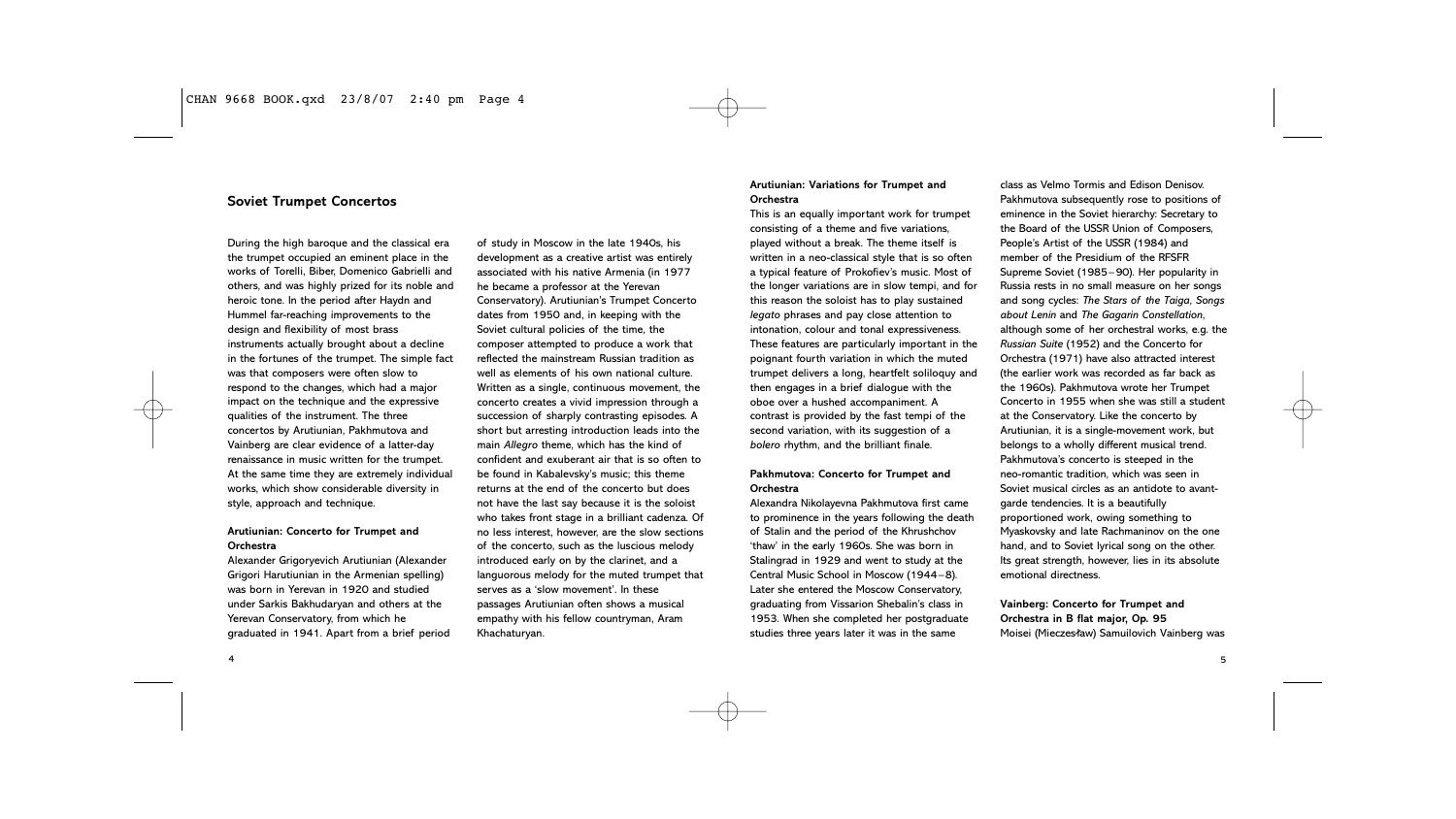## Soviet Trumpet Concertos

During the high baroque and the classical era the trumpet occupied an eminent place in the works of Torelli, Biber, Domenico Gabrielli and others, and was highly prized for its noble and heroic tone. In the period after Haydn and Hummel far-reaching improvements to the design and flexibility of most brass instruments actually brought about a decline in the fortunes of the trumpet. The simple fact was that composers were often slow to respond to the changes, which had a major impact on the technique and the expressive qualities of the instrument. The three concertos by Arutiunian, Pakhmutova and Vainberg are clear evidence of a latter-day renaissance in music written for the trumpet. At the same time they are extremely individual works, which show considerable diversity in style, approach and technique.

### Arutiunian: Concerto for Trumpet and Orchestra

Alexander Grigoryevich Arutiunian (Alexander Grigori Harutiunian in the Armenian spelling) was born in Yerevan in 1920 and studied under Sarkis Bakhudaryan and others at the Yerevan Conservatory, from which he graduated in 1941. Apart from a brief period of study in Moscow in the late 1940s, his development as a creative artist was entirely associated with his native Armenia (in 1977 he became a professor at the Yerevan Conservatory). Arutiunian's Trumpet Concerto dates from 1950 and, in keeping with the Soviet cultural policies of the time, the composer attempted to produce a work that reflected the mainstream Russian tradition as well as elements of his own national culture. Written as a single, continuous movement, the concerto creates a vivid impression through a succession of sharply contrasting episodes. A short but arresting introduction leads into the main *Allegro* theme, which has the kind of confident and exuberant air that is so often to be found in Kabalevsky's music; this theme returns at the end of the concerto but does not have the last say because it is the soloist who takes front stage in a brilliant cadenza. Of no less interest, however, are the slow sections of the concerto, such as the luscious melody introduced early on by the clarinet, and a languorous melody for the muted trumpet that serves as a 'slow movement'. In these passages Arutiunian often shows a musical empathy with his fellow countryman, Aram Khachaturyan.

### Arutiunian: Variations for Trumpet and Orchestra

This is an equally important work for trumpet consisting of a theme and five variations, played without a break. The theme itself is written in a neo-classical style that is so often a typical feature of Prokofiev's music. Most of the longer variations are in slow tempi, and for this reason the soloist has to play sustained *legato* phrases and pay close attention to intonation, colour and tonal expressiveness. These features are particularly important in the poignant fourth variation in which the muted trumpet delivers a long, heartfelt soliloquy and then engages in a brief dialogue with the oboe over a hushed accompaniment. A contrast is provided by the fast tempi of the second variation, with its suggestion of a *bolero* rhythm, and the brilliant finale.

### Pakhmutova: Concerto for Trumpet and Orchestra

Alexandra Nikolayevna Pakhmutova first came to prominence in the years following the death of Stalin and the period of the Khrushchov 'thaw' in the early 1960s. She was born in Stalingrad in 1929 and went to study at the Central Music School in Moscow (1944–8). Later she entered the Moscow Conservatory, graduating from Vissarion Shebalin's class in 1953. When she completed her postgraduate studies three years later it was in the same class as Velmo Tormis and Edison Denisov. Pakhmutova subsequently rose to positions of eminence in the Soviet hierarchy: Secretary to the Board of the USSR Union of Composers, People's Artist of the USSR (1984) and member of the Presidium of the RFSFR Supreme Soviet (1985–90). Her popularity in Russia rests in no small measure on her songs and song cycles: *The Stars of the Taiga*, *Songs about Lenin* and *The Gagarin Constellation*, although some of her orchestral works, e.g. the *Russian Suite* (1952) and the Concerto for Orchestra (1971) have also attracted interest (the earlier work was recorded as far back as the 1960s). Pakhmutova wrote her Trumpet Concerto in 1955 when she was still a student at the Conservatory. Like the concerto by Arutiunian, it is a single-movement work, but belongs to a wholly different musical trend. Pakhmutova's concerto is steeped in the neo-romantic tradition, which was seen in Soviet musical circles as an antidote to avant-garde tendencies. It is a beautifully proportioned work, owing something to Myaskovsky and late Rachmaninov on the one hand, and to Soviet lyrical song on the other. Its great strength, however, lies in its absolute emotional directness.

### Vainberg: Concerto for Trumpet and Orchestra in B flat major, Op. 95

Moisei (Mieczesław) Samuilovich Vainberg was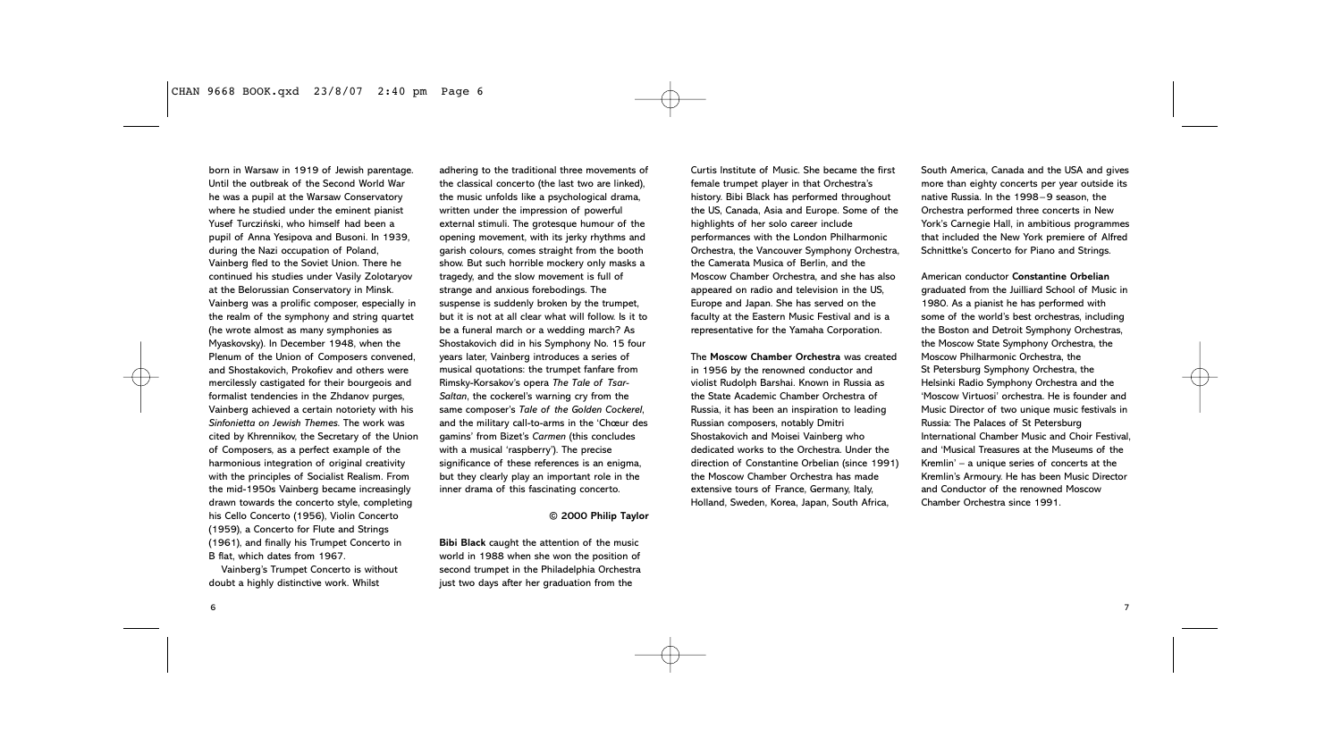born in Warsaw in 1919 of Jewish parentage. Until the outbreak of the Second World War he was a pupil at the Warsaw Conservatory where he studied under the eminent pianist Yusef Turczyński, who himself had been a pupil of Anna Yesipova and Busoni. In 1939, during the Nazi occupation of Poland, Vainberg fled to the Soviet Union. There he continued his studies under Vasily Zolotaryov at the Belorussian Conservatory in Minsk. Vainberg was a prolific composer, especially in the realm of the symphony and string quartet (he wrote almost as many symphonies as Myaskovsky). In December 1948, when the Plenum of the Union of Composers convened, and Shostakovich, Prokofiev and others were mercilessly castigated for their bourgeois and formalist tendencies in the Zhdanov purges, Vainberg achieved a certain notoriety with his *Sinfonietta on Jewish Themes*. The work was cited by Khrennikov, the Secretary of the Union of Composers, as a perfect example of the harmonious integration of original creativity with the principles of Socialist Realism. From the mid-1950s Vainberg became increasingly drawn towards the concerto style, completing his Cello Concerto (1956), Violin Concerto (1959), a Concerto for Flute and Strings (1961), and finally his Trumpet Concerto in B flat, which dates from 1967.

Vainberg's Trumpet Concerto is without doubt a highly distinctive work. Whilst adhering to the traditional three movements of the classical concerto (the last two are linked), the music unfolds like a psychological drama, written under the impression of powerful external stimuli. The grotesque humour of the opening movement, with its jerky rhythms and garish colours, comes straight from the booth show. But such horrible mockery only masks a tragedy, and the slow movement is full of strange and anxious forebodings. The suspense is suddenly broken by the trumpet, but it is not at all clear what will follow. Is it to be a funeral march or a wedding march? As Shostakovich did in his Symphony No. 15 four years later, Vainberg introduces a series of musical quotations: the trumpet fanfare from Rimsky-Korsakov's opera *The Tale of Tsar-Saltan*, the cockerel's warning cry from the same composer's *Tale of the Golden Cockerel*, and the military call-to-arms in the 'Chœur des gamins' from Bizet's *Carmen* (this concludes with a musical 'raspberry'). The precise significance of these references is an enigma, but they clearly play an important role in the inner drama of this fascinating concerto.

**© 2000 Philip Taylor**

**Bibi Black** caught the attention of the music world in 1988 when she won the position of second trumpet in the Philadelphia Orchestra just two days after her graduation from the Curtis Institute of Music. She became the first female trumpet player in that Orchestra's history. Bibi Black has performed throughout the US, Canada, Asia and Europe. Some of the highlights of her solo career include performances with the London Philharmonic Orchestra, the Vancouver Symphony Orchestra, the Camerata Musica of Berlin, and the Moscow Chamber Orchestra, and she has also appeared on radio and television in the US, Europe and Japan. She has served on the faculty at the Eastern Music Festival and is a representative for the Yamaha Corporation.

The **Moscow Chamber Orchestra** was created in 1956 by the renowned conductor and violist Rudolph Barshai. Known in Russia as the State Academic Chamber Orchestra of Russia, it has been an inspiration to leading Russian composers, notably Dmitri Shostakovich and Moisei Vainberg who dedicated works to the Orchestra. Under the direction of Constantine Orbelian (since 1991) the Moscow Chamber Orchestra has made extensive tours of France, Germany, Italy, Holland, Sweden, Korea, Japan, South Africa, South America, Canada and the USA and gives more than eighty concerts per year outside its native Russia. In the 1998–9 season, the Orchestra performed three concerts in New York's Carnegie Hall, in ambitious programmes that included the New York premiere of Alfred Schnittke's Concerto for Piano and Strings.

American conductor **Constantine Orbelian** graduated from the Juilliard School of Music in 1980. As a pianist he has performed with some of the world's best orchestras, including the Boston and Detroit Symphony Orchestras, the Moscow State Symphony Orchestra, the Moscow Philharmonic Orchestra, the St Petersburg Symphony Orchestra, the Helsinki Radio Symphony Orchestra and the 'Moscow Virtuosi' orchestra. He is founder and Music Director of two unique music festivals in Russia: The Palaces of St Petersburg International Chamber Music and Choir Festival, and 'Musical Treasures at the Museums of the Kremlin' – a unique series of concerts at the Kremlin's Armoury. He has been Music Director and Conductor of the renowned Moscow Chamber Orchestra since 1991.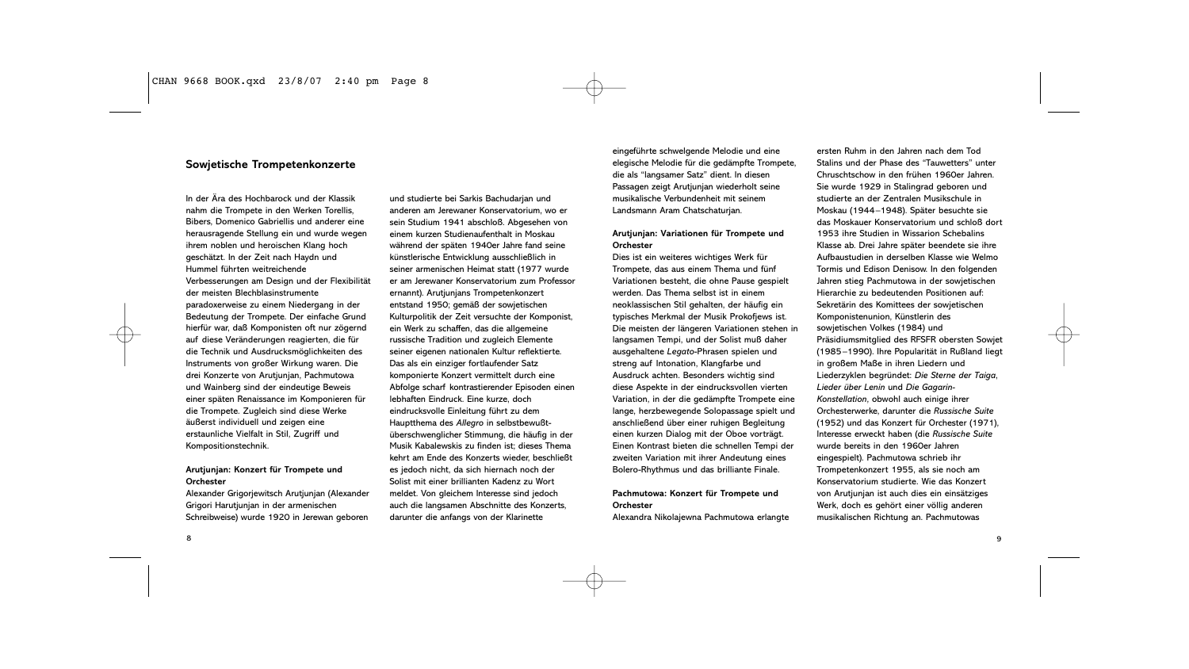## Sowjetische Trompetenkonzerte

In der Ära des Hochbarock und der Klassik nahm die Trompete in den Werken Torellis, Bibers, Domenico Gabriellis und anderer eine herausragende Stellung ein und wurde wegen ihrem noblen und heroischen Klang hoch geschätzt. In der Zeit nach Haydn und Hummel führten weitreichende Verbesserungen am Design und der Flexibilität der meisten Blechblasinstrumente paradoxerweise zu einem Niedergang in der Bedeutung der Trompete. Der einfache Grund hierfür war, daß Komponisten oft nur zögernd auf diese Veränderungen reagierten, die für die Technik und Ausdrucksmöglichkeiten des Instruments von großer Wirkung waren. Die drei Konzerte von Arutjunjan, Pachmutowa und Wainberg sind der eindeutige Beweis einer späten Renaissance im Komponieren für die Trompete. Zugleich sind diese Werke äußerst individuell und zeigen eine erstaunliche Vielfalt in Stil, Zugriff und Kompositionstechnik.

### Arutjunjan: Konzert für Trompete und Orchester

Alexander Grigorjewitsch Arutjunjan (Alexander Grigori Harutjunjan in der armenischen Schreibweise) wurde 1920 in Jerewan geboren und studierte bei Sarkis Bachudarjan und anderen am Jerewaner Konservatorium, wo er sein Studium 1941 abschloß. Abgesehen von einem kurzen Studienaufenthalt in Moskau während der späten 1940er Jahre fand seine künstlerische Entwicklung ausschließlich in seiner armenischen Heimat statt (1977 wurde er am Jerewaner Konservatorium zum Professor ernannt). Arutjunjans Trompetenkonzert entstand 1950; gemäß der sowjetischen Kulturpolitik der Zeit versuchte der Komponist, ein Werk zu schaffen, das die allgemeine russische Tradition und zugleich Elemente seiner eigenen nationalen Kultur reflektierte. Das als ein einziger fortlaufender Satz komponierte Konzert vermittelt durch eine Abfolge scharf kontrastierender Episoden einen lebhaften Eindruck. Eine kurze, doch eindrucksvolle Einleitung führt zu dem Hauptthema des *Allegro* in selbstbewußt-überschwenglicher Stimmung, die häufig in der Musik Kabalewskis zu finden ist; dieses Thema kehrt am Ende des Konzerts wieder, beschließt es jedoch nicht, da sich hiernach noch der Solist mit einer brillianten Kadenz zu Wort meldet. Von gleichem Interesse sind jedoch auch die langsamen Abschnitte des Konzerts, darunter die anfangs von der Klarinette eingeführte schwelgende Melodie und eine elegische Melodie für die gedämpfte Trompete, die als "langsamer Satz" dient. In diesen Passagen zeigt Arutjunjan wiederholt seine musikalische Verbundenheit mit seinem Landsmann Aram Chatschaturjan.

### Arutjunjan: Variationen für Trompete und Orchester

Dies ist ein weiteres wichtiges Werk für Trompete, das aus einem Thema und fünf Variationen besteht, die ohne Pause gespielt werden. Das Thema selbst ist in einem neoklassischen Stil gehalten, der häufig ein typisches Merkmal der Musik Prokofjews ist. Die meisten der längeren Variationen stehen in langsamen Tempi, und der Solist muß daher ausgehaltene *Legato*-Phrasen spielen und streng auf Intonation, Klangfarbe und Ausdruck achten. Besonders wichtig sind diese Aspekte in der eindrucksvollen vierten Variation, in der die gedämpfte Trompete eine lange, herzbewegende Solopassage spielt und anschließend über einer ruhigen Begleitung einen kurzen Dialog mit der Oboe vorträgt. Einen Kontrast bieten die schnellen Tempi der zweiten Variation mit ihrer Andeutung eines Bolero-Rhythmus und das brilliante Finale.

### Pachmutowa: Konzert für Trompete und Orchester

Alexandra Nikolajewna Pachmutowa erlangte ersten Ruhm in den Jahren nach dem Tod Stalins und der Phase des "Tauwetters" unter Chruschtschow in den frühen 1960er Jahren. Sie wurde 1929 in Stalingrad geboren und studierte an der Zentralen Musikschule in Moskau (1944–1948). Später besuchte sie das Moskauer Konservatorium und schloß dort 1953 ihre Studien in Wissarion Schebalins Klasse ab. Drei Jahre später beendete sie ihre Aufbaustudien in derselben Klasse wie Welmo Tormis und Edison Denisow. In den folgenden Jahren stieg Pachmutowa in der sowjetischen Hierarchie zu bedeutenden Positionen auf: Sekretärin des Komittees der sowjetischen Komponistenunion, Künstlerin des sowjetischen Volkes (1984) und Präsidiumsmitglied des RFSFR obersten Sowjet (1985–1990). Ihre Popularität in Rußland liegt in großem Maße in ihren Liedern und Liederzyklen begründet: *Die Sterne der Taiga*, *Lieder über Lenin* und *Die Gagarin-Konstellation*, obwohl auch einige ihrer Orchesterwerke, darunter die *Russische Suite* (1952) und das Konzert für Orchester (1971), Interesse erweckt haben (die *Russische Suite* wurde bereits in den 1960er Jahren eingespielt). Pachmutowa schrieb ihr Trompetenkonzert 1955, als sie noch am Konservatorium studierte. Wie das Konzert von Arutjunjan ist auch dies ein einsätziges Werk, doch es gehört einer völlig anderen musikalischen Richtung an. Pachmutowas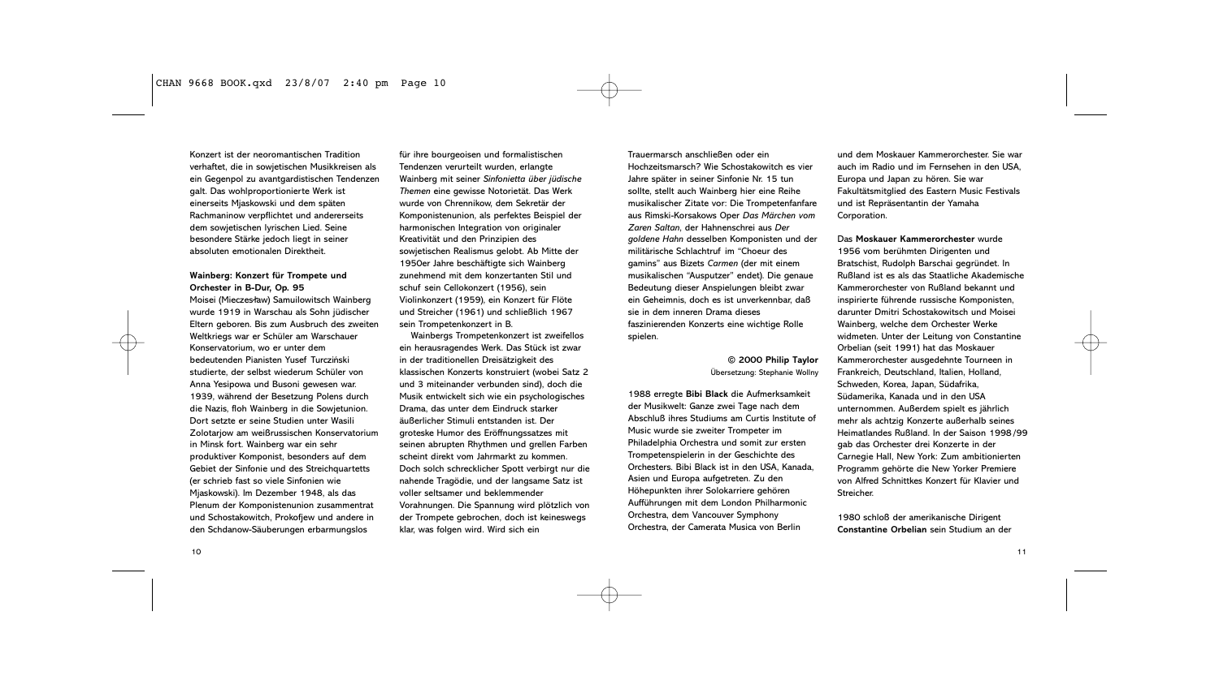Konzert ist der neoromantischen Tradition verhaftet, die in sowjetischen Musikkreisen als ein Gegenpol zu avantgardistischen Tendenzen galt. Das wohlproportionierte Werk ist einerseits Mjaskowski und dem späten Rachmaninow verpflichtet und andererseits dem sowjetischen lyrischen Lied. Seine besondere Stärke jedoch liegt in seiner absoluten emotionalen Direktheit.

**Wainberg: Konzert für Trompete und Orchester in B-Dur, Op. 95**

Moisei (Mieczesław) Samuilowitsch Wainberg wurde 1919 in Warschau als Sohn jüdischer Eltern geboren. Bis zum Ausbruch des zweiten Weltkriegs war er Schüler am Warschauer Konservatorium, wo er unter dem bedeutenden Pianisten Yusef Turcziński studierte, der selbst wiederum Schüler von Anna Yesipowa und Busoni gewesen war. 1939, während der Besetzung Polens durch die Nazis, floh Wainberg in die Sowjetunion. Dort setzte er seine Studien unter Wasili Zolotarjow am weißrussischen Konservatorium in Minsk fort. Wainberg war ein sehr produktiver Komponist, besonders auf dem Gebiet der Sinfonie und des Streichquartetts (er schrieb fast so viele Sinfonien wie Mjaskowski). Im Dezember 1948, als das Plenum der Komponistenunion zusammentrat und Schostakowitch, Prokofjew und andere in den Schdanow-Säuberungen erbarmungslos für ihre bourgeoisen und formalistischen Tendenzen verurteilt wurden, erlangte Wainberg mit seiner *Sinfonietta über jüdische Themen* eine gewisse Notorietät. Das Werk wurde von Chrennikow, dem Sekretär der Komponistenunion, als perfektes Beispiel der harmonischen Integration von originaler Kreativität und den Prinzipien des sowjetischen Realismus gelobt. Ab Mitte der 1950er Jahre beschäftigte sich Wainberg zunehmend mit dem konzertanten Stil und schuf sein Cellokonzert (1956), sein Violinkonzert (1959), ein Konzert für Flöte und Streicher (1961) und schließlich 1967 sein Trompetenkonzert in B.

Wainbergs Trompetenkonzert ist zweifellos ein herausragendes Werk. Das Stück ist zwar in der traditionellen Dreisätzigkeit des klassischen Konzerts konstruiert (wobei Satz 2 und 3 miteinander verbunden sind), doch die Musik entwickelt sich wie ein psychologisches Drama, das unter dem Eindruck starker äußerlicher Stimuli entstanden ist. Der groteske Humor des Eröffnungssatzes mit seinen abrupten Rhythmen und grellen Farben scheint direkt vom Jahrmarkt zu kommen. Doch solch schrecklicher Spott verbirgt nur die nahende Tragödie, und der langsame Satz ist voller seltsamer und beklemmender Vorahnungen. Die Spannung wird plötzlich von der Trompete gebrochen, doch ist keineswegs klar, was folgen wird. Wird sich ein Trauermarsch anschließen oder ein Hochzeitsmarsch? Wie Schostakowitch es vier Jahre später in seiner Sinfonie Nr. 15 tun sollte, stellt auch Wainberg hier eine Reihe musikalischer Zitate vor: Die Trompetenfanfare aus Rimski-Korsakows Oper *Das Märchen vom Zaren Saltan*, der Hahnenschrei aus *Der goldene Hahn* desselben Komponisten und der militärische Schlachtruf im "Choeur des gamins" aus Bizets *Carmen* (der mit einem musikalischen "Ausputzer" endet). Die genaue Bedeutung dieser Anspielungen bleibt zwar ein Geheimnis, doch es ist unverkennbar, daß sie in dem inneren Drama dieses faszinierenden Konzerts eine wichtige Rolle spielen.

**© 2000 Philip Taylor**
Übersetzung: Stephanie Wollny

1988 erregte **Bibi Black** die Aufmerksamkeit der Musikwelt: Ganze zwei Tage nach dem Abschluß ihres Studiums am Curtis Institute of Music wurde sie zweiter Trompeter im Philadelphia Orchestra und somit zur ersten Trompetenspielerin in der Geschichte des Orchesters. Bibi Black ist in den USA, Kanada, Asien und Europa aufgetreten. Zu den Höhepunkten ihrer Solokarriere gehören Aufführungen mit dem London Philharmonic Orchestra, dem Vancouver Symphony Orchestra, der Camerata Musica von Berlin und dem Moskauer Kammerorchester. Sie war auch im Radio und im Fernsehen in den USA, Europa und Japan zu hören. Sie war Fakultätsmitglied des Eastern Music Festivals und ist Repräsentantin der Yamaha Corporation.

Das **Moskauer Kammerorchester** wurde 1956 vom berühmten Dirigenten und Bratschist, Rudolph Barschai gegründet. In Rußland ist es als das Staatliche Akademische Kammerorchester von Rußland bekannt und inspirierte führende russische Komponisten, darunter Dmitri Schostakowitsch und Moisei Wainberg, welche dem Orchester Werke widmeten. Unter der Leitung von Constantine Orbelian (seit 1991) hat das Moskauer Kammerorchester ausgedehnte Tourneen in Frankreich, Deutschland, Italien, Holland, Schweden, Korea, Japan, Südafrika, Südamerika, Kanada und in den USA unternommen. Außerdem spielt es jährlich mehr als achtzig Konzerte außerhalb seines Heimatlandes Rußland. In der Saison 1998/99 gab das Orchester drei Konzerte in der Carnegie Hall, New York: Zum ambitionierten Programm gehörte die New Yorker Premiere von Alfred Schnittkes Konzert für Klavier und Streicher.

1980 schloß der amerikanische Dirigent **Constantine Orbelian** sein Studium an der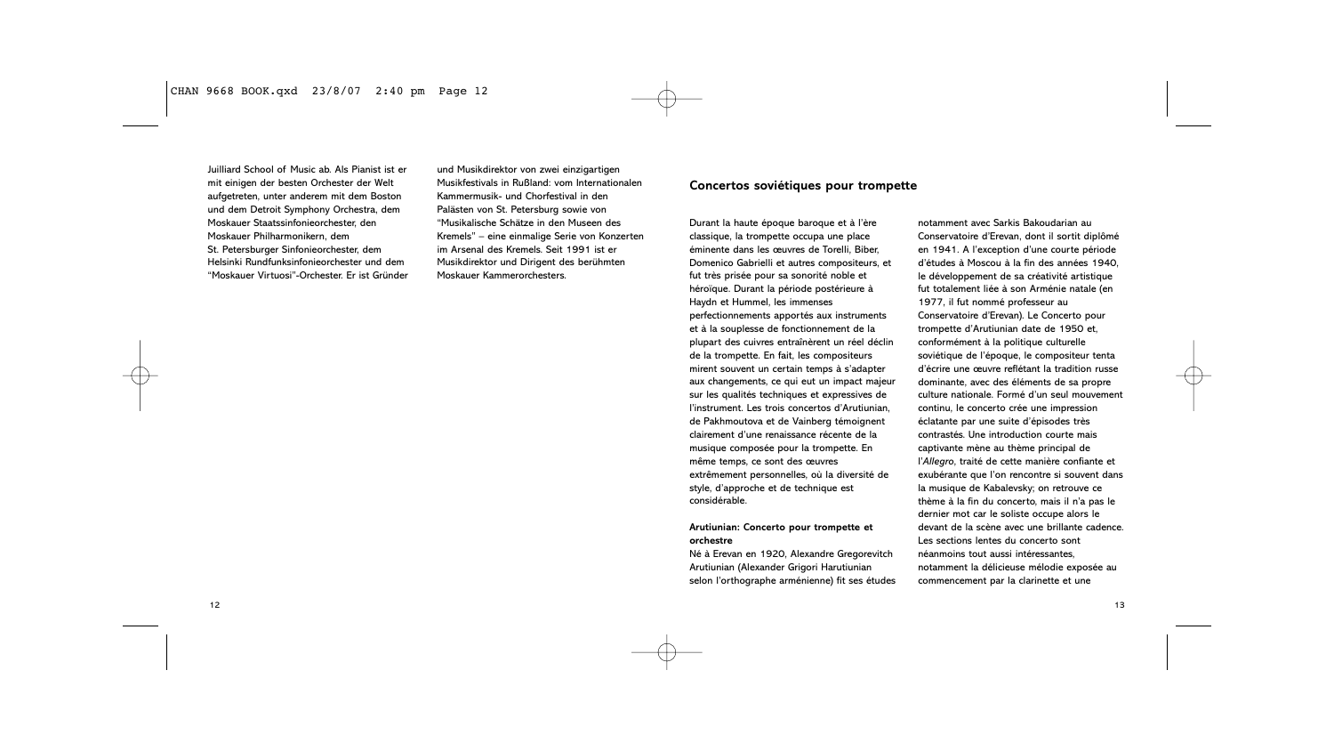Juilliard School of Music ab. Als Pianist ist er mit einigen der besten Orchester der Welt aufgetreten, unter anderem mit dem Boston und dem Detroit Symphony Orchestra, dem Moskauer Staatssinfonieorchester, den Moskauer Philharmonikern, dem St. Petersburger Sinfonieorchester, dem Helsinki Rundfunksinfonieorchester und dem "Moskauer Virtuosi"-Orchester. Er ist Gründer und Musikdirektor von zwei einzigartigen Musikfestivals in Rußland: vom Internationalen Kammermusik- und Chorfestival in den Palästen von St. Petersburg sowie von "Musikalische Schätze in den Museen des Kremels" – eine einmalige Serie von Konzerten im Arsenal des Kremels. Seit 1991 ist er Musikdirektor und Dirigent des berühmten Moskauer Kammerorchesters.

## Concertos soviétiques pour trompette

Durant la haute époque baroque et à l'ère classique, la trompette occupa une place éminente dans les œuvres de Torelli, Biber, Domenico Gabrielli et autres compositeurs, et fut très prisée pour sa sonorité noble et héroïque. Durant la période postérieure à Haydn et Hummel, les immenses perfectionnements apportés aux instruments et à la souplesse de fonctionnement de la plupart des cuivres entraînèrent un réel déclin de la trompette. En fait, les compositeurs mirent souvent un certain temps à s'adapter aux changements, ce qui eut un impact majeur sur les qualités techniques et expressives de l'instrument. Les trois concertos d'Arutiunian, de Pakhmoutova et de Vainberg témoignent clairement d'une renaissance récente de la musique composée pour la trompette. En même temps, ce sont des œuvres extrêmement personnelles, où la diversité de style, d'approche et de technique est considérable.

**Arutiunian: Concerto pour trompette et orchestre**

Né à Erevan en 1920, Alexandre Gregorevitch Arutiunian (Alexander Grigori Harutiunian selon l'orthographe arménienne) fit ses études notamment avec Sarkis Bakoudarian au Conservatoire d'Erevan, dont il sortit diplômé en 1941. A l'exception d'une courte période d'études à Moscou à la fin des années 1940, le développement de sa créativité artistique fut totalement liée à son Arménie natale (en 1977, il fut nommé professeur au Conservatoire d'Erevan). Le Concerto pour trompette d'Arutiunian date de 1950 et, conformément à la politique culturelle soviétique de l'époque, le compositeur tenta d'écrire une œuvre reflétant la tradition russe dominante, avec des éléments de sa propre culture nationale. Formé d'un seul mouvement continu, le concerto crée une impression éclatante par une suite d'épisodes très contrastés. Une introduction courte mais captivante mène au thème principal de l'*Allegro*, traité de cette manière confiante et exubérante que l'on rencontre si souvent dans la musique de Kabalevsky; on retrouve ce thème à la fin du concerto, mais il n'a pas le dernier mot car le soliste occupe alors le devant de la scène avec une brillante cadence. Les sections lentes du concerto sont néanmoins tout aussi intéressantes, notamment la délicieuse mélodie exposée au commencement par la clarinette et une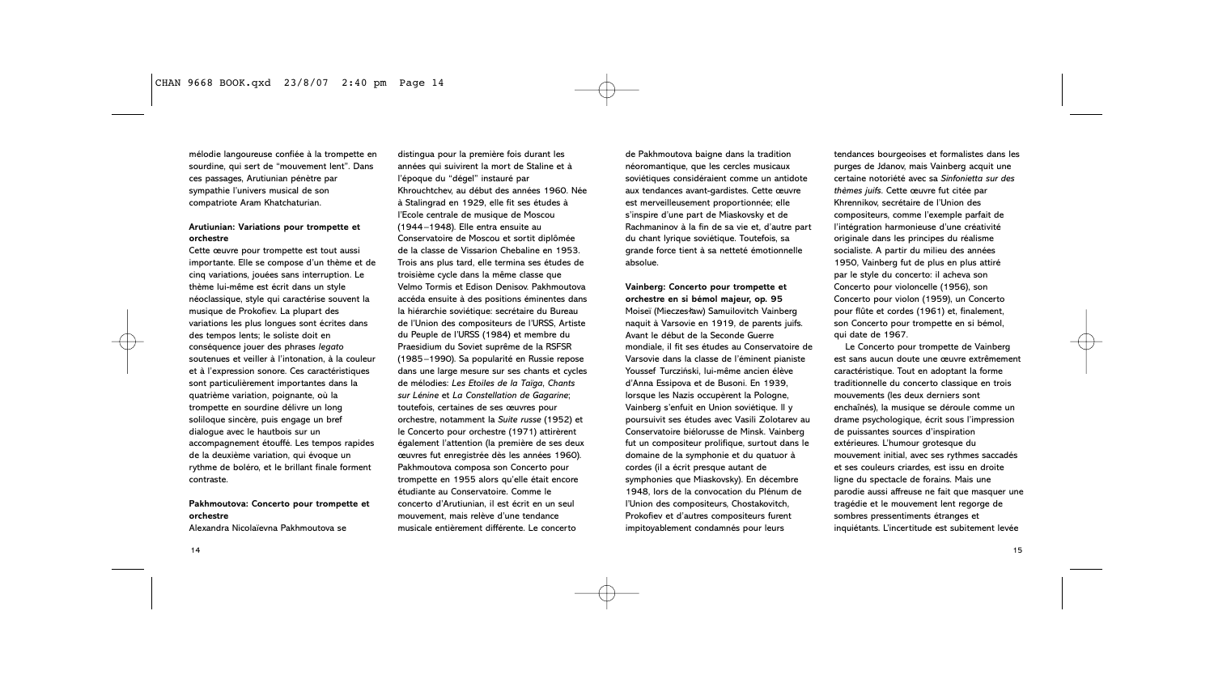mélodie langoureuse confiée à la trompette en sourdine, qui sert de "mouvement lent". Dans ces passages, Arutiunian pénètre par sympathie l'univers musical de son compatriote Aram Khatchaturian.

**Arutiunian: Variations pour trompette et orchestre**

Cette œuvre pour trompette est tout aussi importante. Elle se compose d'un thème et de cinq variations, jouées sans interruption. Le thème lui-même est écrit dans un style néoclassique, style qui caractérise souvent la musique de Prokofiev. La plupart des variations les plus longues sont écrites dans des tempos lents; le soliste doit en conséquence jouer des phrases *legato* soutenues et veiller à l'intonation, à la couleur et à l'expression sonore. Ces caractéristiques sont particulièrement importantes dans la quatrième variation, poignante, où la trompette en sourdine délivre un long soliloque sincère, puis engage un bref dialogue avec le hautbois sur un accompagnement étouffé. Les tempos rapides de la deuxième variation, qui évoque un rythme de boléro, et le brillant finale forment contraste.

**Pakhmoutova: Concerto pour trompette et orchestre**

Alexandra Nicolaïevna Pakhmoutova se distingua pour la première fois durant les années qui suivirent la mort de Staline et à l'époque du "dégel" instauré par Khrouchtchev, au début des années 1960. Née à Stalingrad en 1929, elle fit ses études à l'Ecole centrale de musique de Moscou (1944–1948). Elle entra ensuite au Conservatoire de Moscou et sortit diplômée de la classe de Vissarion Chebaline en 1953. Trois ans plus tard, elle termina ses études de troisième cycle dans la même classe que Velmo Tormis et Edison Denisov. Pakhmoutova accéda ensuite à des positions éminentes dans la hiérarchie soviétique: secrétaire du Bureau de l'Union des compositeurs de l'URSS, Artiste du Peuple de l'URSS (1984) et membre du Praesidium du Soviet suprême de la RSFSR (1985–1990). Sa popularité en Russie repose dans une large mesure sur ses chants et cycles de mélodies: *Les Etoiles de la Taïga*, *Chants sur Lénine* et *La Constellation de Gagarine*; toutefois, certaines de ses œuvres pour orchestre, notamment la *Suite russe* (1952) et le Concerto pour orchestre (1971) attirèrent également l'attention (la première de ses deux œuvres fut enregistrée dès les années 1960). Pakhmoutova composa son Concerto pour trompette en 1955 alors qu'elle était encore étudiante au Conservatoire. Comme le concerto d'Arutiunian, il est écrit en un seul mouvement, mais relève d'une tendance musicale entièrement différente. Le concerto de Pakhmoutova baigne dans la tradition néoromantique, que les cercles musicaux soviétiques considéraient comme un antidote aux tendances avant-gardistes. Cette œuvre est merveilleusement proportionnée; elle s'inspire d'une part de Miaskovsky et de Rachmaninov à la fin de sa vie et, d'autre part du chant lyrique soviétique. Toutefois, sa grande force tient à sa netteté émotionnelle absolue.

**Vainberg: Concerto pour trompette et orchestre en si bémol majeur, op. 95**

Moiseï (Mieczesław) Samuilovitch Vainberg naquit à Varsovie en 1919, de parents juifs. Avant le début de la Seconde Guerre mondiale, il fit ses études au Conservatoire de Varsovie dans la classe de l'éminent pianiste Youssef Turczyński, lui-même ancien élève d'Anna Essipova et de Busoni. En 1939, lorsque les Nazis occupèrent la Pologne, Vainberg s'enfuit en Union soviétique. Il y poursuivit ses études avec Vasili Zolotarev au Conservatoire biélorusse de Minsk. Vainberg fut un compositeur prolifique, surtout dans le domaine de la symphonie et du quatuor à cordes (il a écrit presque autant de symphonies que Miaskovsky). En décembre 1948, lors de la convocation du Plénum de l'Union des compositeurs, Chostakovitch, Prokofiev et d'autres compositeurs furent impitoyablement condamnés pour leurs tendances bourgeoises et formalistes dans les purges de Jdanov, mais Vainberg acquit une certaine notoriété avec sa *Sinfonietta sur des thèmes juifs*. Cette œuvre fut citée par Khrennikov, secrétaire de l'Union des compositeurs, comme l'exemple parfait de l'intégration harmonieuse d'une créativité originale dans les principes du réalisme socialiste. A partir du milieu des années 1950, Vainberg fut de plus en plus attiré par le style du concerto: il acheva son Concerto pour violoncelle (1956), son Concerto pour violon (1959), un Concerto pour flûte et cordes (1961) et, finalement, son Concerto pour trompette en si bémol, qui date de 1967.

Le Concerto pour trompette de Vainberg est sans aucun doute une œuvre extrêmement caractéristique. Tout en adoptant la forme traditionnelle du concerto classique en trois mouvements (les deux derniers sont enchaînés), la musique se déroule comme un drame psychologique, écrit sous l'impression de puissantes sources d'inspiration extérieures. L'humour grotesque du mouvement initial, avec ses rythmes saccadés et ses couleurs criardes, est issu en droite ligne du spectacle de forains. Mais une parodie aussi affreuse ne fait que masquer une tragédie et le mouvement lent regorge de sombres pressentiments étranges et inquiétants. L'incertitude est subitement levée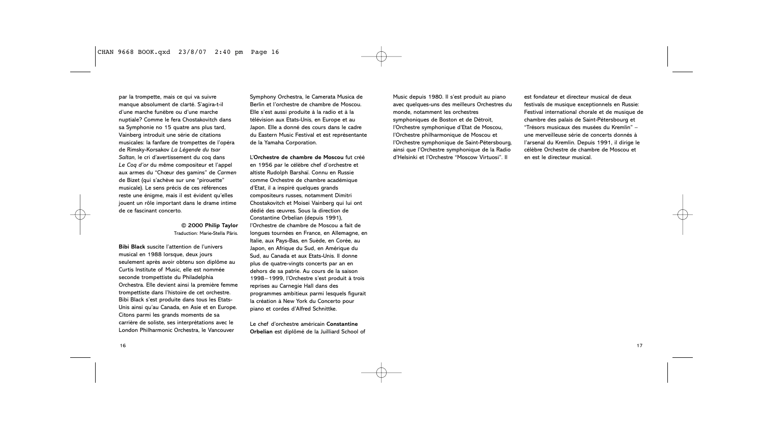par la trompette, mais ce qui va suivre manque absolument de clarté. S'agira-t-il d'une marche funèbre ou d'une marche nuptiale? Comme le fera Chostakovitch dans sa Symphonie no 15 quatre ans plus tard, Vainberg introduit une série de citations musicales: la fanfare de trompettes de l'opéra de Rimsky-Korsakov *La Légende du tsar Saltan*, le cri d'avertissement du coq dans *Le Coq d'or* du même compositeur et l'appel aux armes du "Chœur des gamins" de *Carmen* de Bizet (qui s'achève sur une "pirouette" musicale). Le sens précis de ces références reste une énigme, mais il est évident qu'elles jouent un rôle important dans le drame intime de ce fascinant concerto.

**© 2000 Philip Taylor**
Traduction: Marie-Stella Pâris.

**Bibi Black** suscite l'attention de l'univers musical en 1988 lorsque, deux jours seulement après avoir obtenu son diplôme au Curtis Institute of Music, elle est nommée seconde trompettiste du Philadelphia Orchestra. Elle devient ainsi la première femme trompettiste dans l'histoire de cet orchestre. Bibi Black s'est produite dans tous les Etats-Unis ainsi qu'au Canada, en Asie et en Europe. Citons parmi les grands moments de sa carrière de soliste, ses interprétations avec le London Philharmonic Orchestra, le Vancouver Symphony Orchestra, le Camerata Musica de Berlin et l'orchestre de chambre de Moscou. Elle s'est aussi produite à la radio et à la télévision aux Etats-Unis, en Europe et au Japon. Elle a donné des cours dans le cadre du Eastern Music Festival et est représentante de la Yamaha Corporation.

L'**Orchestre de chambre de Moscou** fut créé en 1956 par le célèbre chef d'orchestre et altiste Rudolph Barshaï. Connu en Russie comme Orchestre de chambre académique d'Etat, il a inspiré quelques grands compositeurs russes, notamment Dimitri Chostakovitch et Moisei Vainberg qui lui ont dédié des œuvres. Sous la direction de Constantine Orbelian (depuis 1991), l'Orchestre de chambre de Moscou a fait de longues tournées en France, en Allemagne, en Italie, aux Pays-Bas, en Suède, en Corée, au Japon, en Afrique du Sud, en Amérique du Sud, au Canada et aux Etats-Unis. Il donne plus de quatre-vingts concerts par an en dehors de sa patrie. Au cours de la saison 1998–1999, l'Orchestre s'est produit à trois reprises au Carnegie Hall dans des programmes ambitieux parmi lesquels figurait la création à New York du Concerto pour piano et cordes d'Alfred Schnittke.

Le chef d'orchestre américain **Constantine Orbelian** est diplômé de la Juilliard School of Music depuis 1980. Il s'est produit au piano avec quelques-uns des meilleurs Orchestres du monde, notamment les orchestres symphoniques de Boston et de Détroit, l'Orchestre symphonique d'Etat de Moscou, l'Orchestre philharmonique de Moscou et l'Orchestre symphonique de Saint-Pétersbourg, ainsi que l'Orchestre symphonique de la Radio d'Helsinki et l'Orchestre "Moscow Virtuosi". Il est fondateur et directeur musical de deux festivals de musique exceptionnels en Russie: Festival international chorale et de musique de chambre des palais de Saint-Pétersbourg et "Trésors musicaux des musées du Kremlin" – une merveilleuse série de concerts donnés à l'arsenal du Kremlin. Depuis 1991, il dirige le célèbre Orchestre de chambre de Moscou et en est le directeur musical.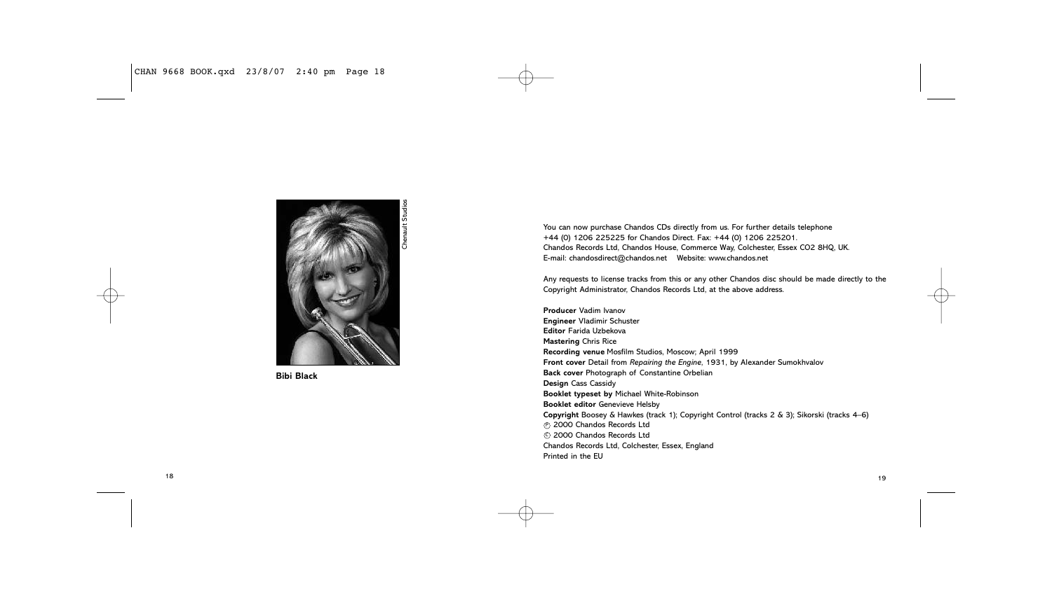Chenault Studios

**Bibi Black**

You can now purchase Chandos CDs directly from us. For further details telephone +44 (0) 1206 225225 for Chandos Direct. Fax: +44 (0) 1206 225201.
Chandos Records Ltd, Chandos House, Commerce Way, Colchester, Essex CO2 8HQ, UK.
E-mail: chandosdirect@chandos.net Website: www.chandos.net

Any requests to license tracks from this or any other Chandos disc should be made directly to the Copyright Administrator, Chandos Records Ltd, at the above address.

**Producer** Vadim Ivanov
**Engineer** Vladimir Schuster
**Editor** Farida Uzbekova
**Mastering** Chris Rice
**Recording venue** Mosfilm Studios, Moscow; April 1999
**Front cover** Detail from *Repairing the Engine*, 1931, by Alexander Sumokhvalov
**Back cover** Photograph of Constantine Orbelian
**Design** Cass Cassidy
**Booklet typeset by** Michael White-Robinson
**Booklet editor** Genevieve Helsby
**Copyright** Boosey & Hawkes (track 1); Copyright Control (tracks 2 & 3); Sikorski (tracks 4–6)
℗ 2000 Chandos Records Ltd
© 2000 Chandos Records Ltd
Chandos Records Ltd, Colchester, Essex, England
Printed in the EU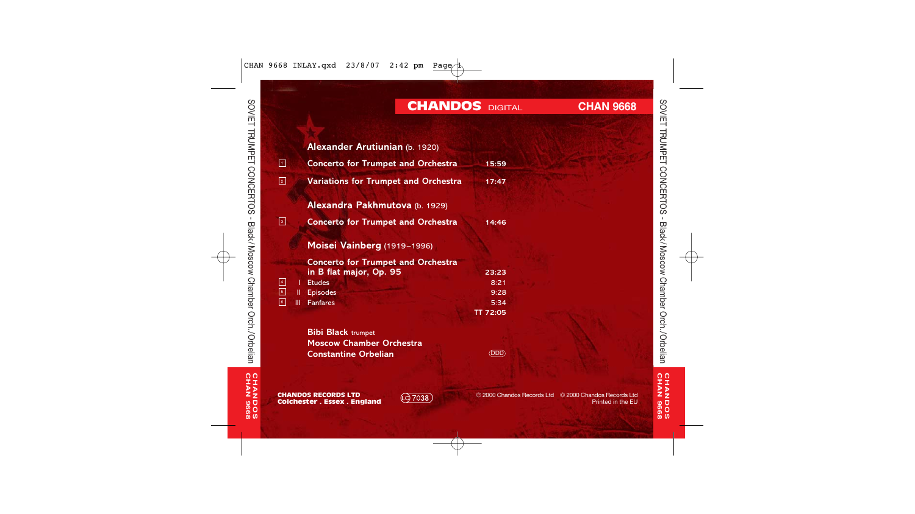**CHANDOS** DIGITAL **CHAN 9668**

**Alexander Arutiunian** (b. 1920)

| | | | |
|---|---|---|---|
| 1 | | **Concerto for Trumpet and Orchestra** | **15:59** |
| 2 | | **Variations for Trumpet and Orchestra** | **17:47** |

**Alexandra Pakhmutova** (b. 1929)

| | | | |
|---|---|---|---|
| 3 | | **Concerto for Trumpet and Orchestra** | **14:46** |

**Moisei Vainberg** (1919–1996)

| | | | |
|---|---|---|---|
| | | **Concerto for Trumpet and Orchestra in B flat major, Op. 95** | **23:23** |
| 4 | I | Etudes | 8:21 |
| 5 | II | Episodes | 9:28 |
| 6 | III | Fanfares | 5:34 |
| | | | **TT 72:05** |

**Bibi Black** trumpet
**Moscow Chamber Orchestra**
**Constantine Orbelian**

DDD

**CHANDOS RECORDS LTD**
**Colchester . Essex . England**

LC 7038

℗ 2000 Chandos Records Ltd © 2000 Chandos Records Ltd
Printed in the EU

SOVIET TRUMPET CONCERTOS - Black/Moscow Chamber Orch./Orbelian

CHANDOS CHAN 9668